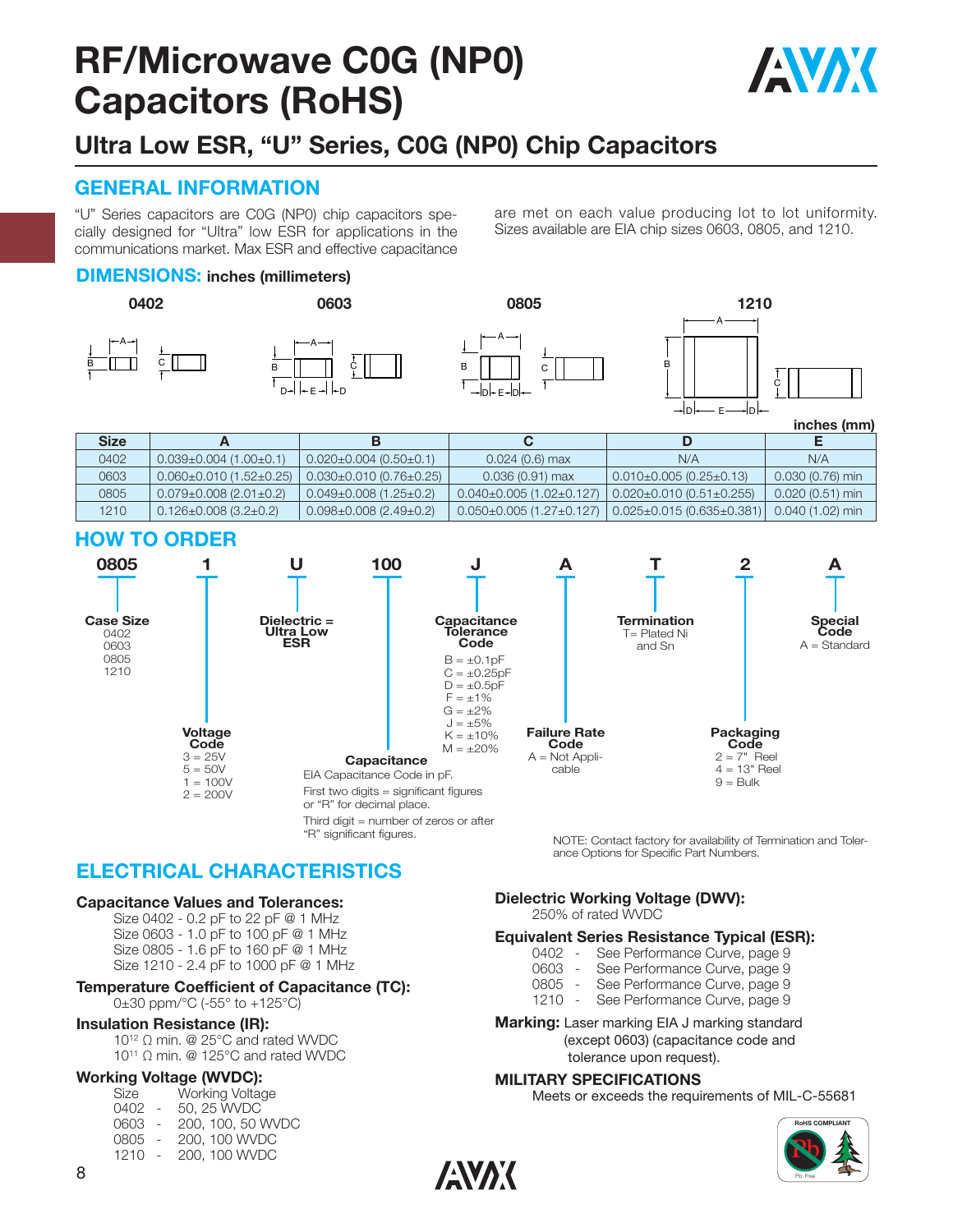# RF/Microwave C0G (NP0) Capacitors (RoHS)

## Ultra Low ESR, "U" Series, C0G (NP0) Chip Capacitors

### GENERAL INFORMATION

"U" Series capacitors are C0G (NP0) chip capacitors specially designed for "Ultra" low ESR for applications in the communications market. Max ESR and effective capacitance are met on each value producing lot to lot uniformity. Sizes available are EIA chip sizes 0603, 0805, and 1210.

### DIMENSIONS: inches (millimeters)

inches (mm)

| Size | A | B | C | D | E |
|---|---|---|---|---|---|
| 0402 | 0.039±0.004 (1.00±0.1) | 0.020±0.004 (0.50±0.1) | 0.024 (0.6) max | N/A | N/A |
| 0603 | 0.060±0.010 (1.52±0.25) | 0.030±0.010 (0.76±0.25) | 0.036 (0.91) max | 0.010±0.005 (0.25±0.13) | 0.030 (0.76) min |
| 0805 | 0.079±0.008 (2.01±0.2) | 0.049±0.008 (1.25±0.2) | 0.040±0.005 (1.02±0.127) | 0.020±0.010 (0.51±0.255) | 0.020 (0.51) min |
| 1210 | 0.126±0.008 (3.2±0.2) | 0.098±0.008 (2.49±0.2) | 0.050±0.005 (1.27±0.127) | 0.025±0.015 (0.635±0.381) | 0.040 (1.02) min |

### HOW TO ORDER

**0805 1 U 100 J A T 2 A**

- **0805 – Case Size:** 0402, 0603, 0805, 1210
- **1 – Voltage Code:** 3 = 25V, 5 = 50V, 1 = 100V, 2 = 200V
- **U – Dielectric = Ultra Low ESR**
- **100 – Capacitance:** EIA Capacitance Code in pF. First two digits = significant figures or "R" for decimal place. Third digit = number of zeros or after "R" significant figures.
- **J – Capacitance Tolerance Code:** B = ±0.1pF, C = ±0.25pF, D = ±0.5pF, F = ±1%, G = ±2%, J = ±5%, K = ±10%, M = ±20%
- **A – Failure Rate Code:** A = Not Applicable
- **T – Termination:** T= Plated Ni and Sn
- **2 – Packaging Code:** 2 = 7" Reel, 4 = 13" Reel, 9 = Bulk
- **A – Special Code:** A = Standard

NOTE: Contact factory for availability of Termination and Tolerance Options for Specific Part Numbers.

### ELECTRICAL CHARACTERISTICS

**Capacitance Values and Tolerances:**
Size 0402 - 0.2 pF to 22 pF @ 1 MHz
Size 0603 - 1.0 pF to 100 pF @ 1 MHz
Size 0805 - 1.6 pF to 160 pF @ 1 MHz
Size 1210 - 2.4 pF to 1000 pF @ 1 MHz

**Temperature Coefficient of Capacitance (TC):**
0±30 ppm/°C (-55° to +125°C)

**Insulation Resistance (IR):**
$10^{12}$ Ω min. @ 25°C and rated WVDC
$10^{11}$ Ω min. @ 125°C and rated WVDC

**Working Voltage (WVDC):**

| Size | Working Voltage |
|---|---|
| 0402 | 50, 25 WVDC |
| 0603 | 200, 100, 50 WVDC |
| 0805 | 200, 100 WVDC |
| 1210 | 200, 100 WVDC |

**Dielectric Working Voltage (DWV):**
250% of rated WVDC

**Equivalent Series Resistance Typical (ESR):**
0402 - See Performance Curve, page 9
0603 - See Performance Curve, page 9
0805 - See Performance Curve, page 9
1210 - See Performance Curve, page 9

**Marking:** Laser marking EIA J marking standard (except 0603) (capacitance code and tolerance upon request).

**MILITARY SPECIFICATIONS**
Meets or exceeds the requirements of MIL-C-55681

RoHS COMPLIANT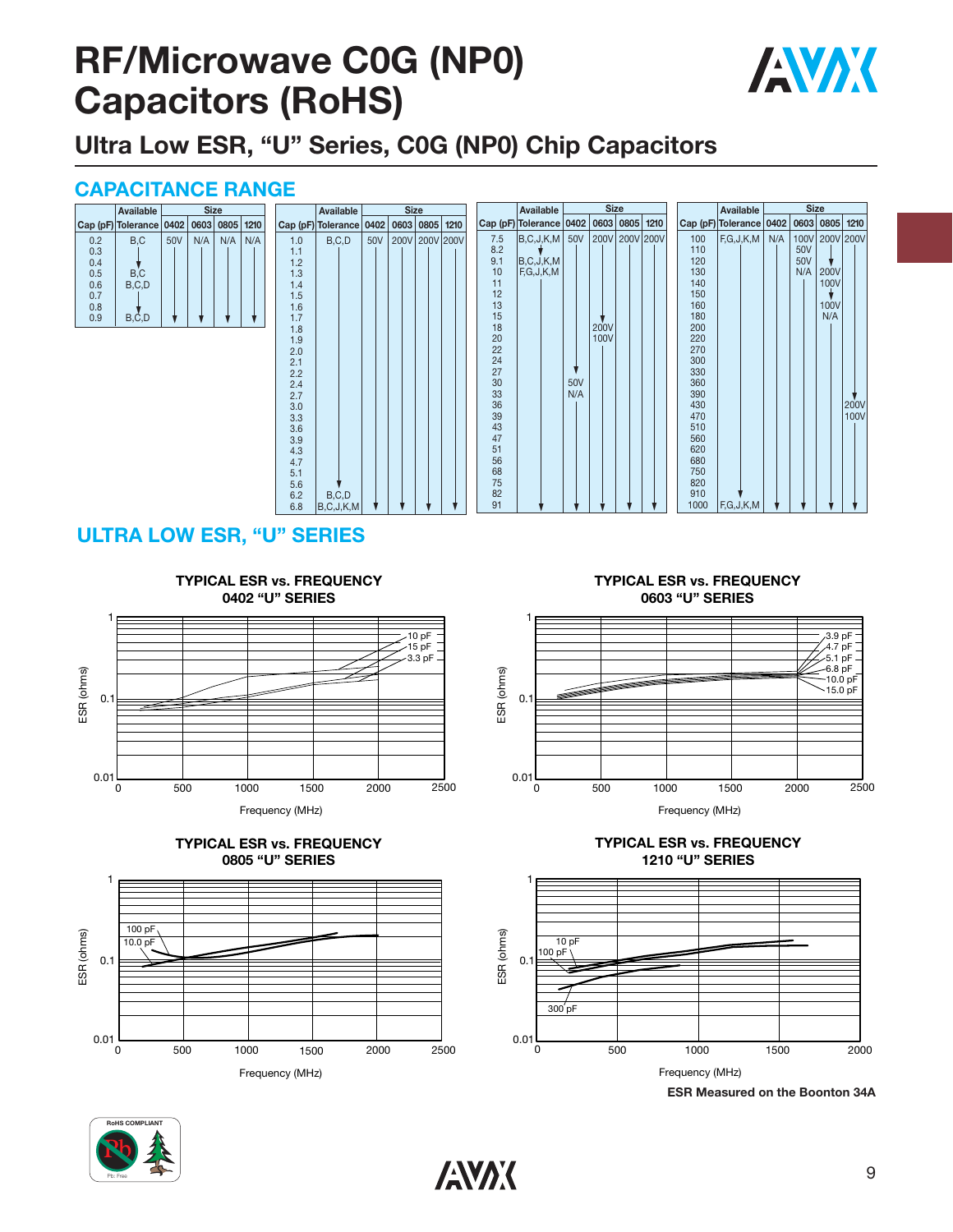# RF/Microwave C0G (NP0) Capacitors (RoHS)

## Ultra Low ESR, "U" Series, C0G (NP0) Chip Capacitors

### CAPACITANCE RANGE

| Cap (pF) | Available Tolerance | 0402 | 0603 | 0805 | 1210 |
|---|---|---|---|---|---|
| 0.2 | B,C | 50V | N/A | N/A | N/A |
| 0.3 | ↓ | ↓ | ↓ | ↓ | ↓ |
| 0.4 | ↓ | ↓ | ↓ | ↓ | ↓ |
| 0.5 | B,C | ↓ | ↓ | ↓ | ↓ |
| 0.6 | B,C,D | ↓ | ↓ | ↓ | ↓ |
| 0.7 | ↓ | ↓ | ↓ | ↓ | ↓ |
| 0.8 | ↓ | ↓ | ↓ | ↓ | ↓ |
| 0.9 | B,C,D | ↓ | ↓ | ↓ | ↓ |
| 1.0 | B,C,D | 50V | 200V | 200V | 200V |
| 1.1 – 5.6 | ↓ | ↓ | ↓ | ↓ | ↓ |
| 6.2 | B,C,D | ↓ | ↓ | ↓ | ↓ |
| 6.8 | B,C,J,K,M | ↓ | ↓ | ↓ | ↓ |
| 7.5 | B,C,J,K,M | 50V | 200V | 200V | 200V |
| 8.2 | ↓ | ↓ | ↓ | ↓ | ↓ |
| 9.1 | B,C,J,K,M | ↓ | ↓ | ↓ | ↓ |
| 10 | F,G,J,K,M | ↓ | ↓ | ↓ | ↓ |
| 11 – 15 | ↓ | ↓ | ↓ | ↓ | ↓ |
| 18 | ↓ | ↓ | 200V | ↓ | ↓ |
| 20 | ↓ | ↓ | 100V | ↓ | ↓ |
| 22 – 27 | ↓ | ↓ | ↓ | ↓ | ↓ |
| 30 | ↓ | 50V | ↓ | ↓ | ↓ |
| 33 | ↓ | N/A | ↓ | ↓ | ↓ |
| 36 – 91 | ↓ | ↓ | ↓ | ↓ | ↓ |
| 100 | F,G,J,K,M | N/A | 100V | 200V | 200V |
| 110 | ↓ | ↓ | 50V | ↓ | ↓ |
| 120 | ↓ | ↓ | 50V | ↓ | ↓ |
| 130 | ↓ | ↓ | N/A | 200V | ↓ |
| 140 | ↓ | ↓ | ↓ | 100V | ↓ |
| 150 – 160 | ↓ | ↓ | ↓ | 100V | ↓ |
| 180 | ↓ | ↓ | ↓ | N/A | ↓ |
| 200 – 390 | ↓ | ↓ | ↓ | ↓ | ↓ |
| 430 | ↓ | ↓ | ↓ | ↓ | 200V |
| 470 | ↓ | ↓ | ↓ | ↓ | 100V |
| 510 – 910 | ↓ | ↓ | ↓ | ↓ | ↓ |
| 1000 | F,G,J,K,M | ↓ | ↓ | ↓ | ↓ |

Capacitance values listed: 0.2, 0.3, 0.4, 0.5, 0.6, 0.7, 0.8, 0.9, 1.0, 1.1, 1.2, 1.3, 1.4, 1.5, 1.6, 1.7, 1.8, 1.9, 2.0, 2.1, 2.2, 2.4, 2.7, 3.0, 3.3, 3.6, 3.9, 4.3, 4.7, 5.1, 5.6, 6.2, 6.8, 7.5, 8.2, 9.1, 10, 11, 12, 13, 15, 18, 20, 22, 24, 27, 30, 33, 36, 39, 43, 47, 51, 56, 68, 75, 82, 91, 100, 110, 120, 130, 140, 150, 160, 180, 200, 220, 270, 300, 330, 360, 390, 430, 470, 510, 560, 620, 680, 750, 820, 910, 1000

### ULTRA LOW ESR, "U" SERIES

**TYPICAL ESR vs. FREQUENCY 0402 "U" SERIES** (ESR (ohms) vs. Frequency (MHz); curves: 10 pF, 15 pF, 3.3 pF)

**TYPICAL ESR vs. FREQUENCY 0603 "U" SERIES** (ESR (ohms) vs. Frequency (MHz); curves: 3.9 pF, 4.7 pF, 5.1 pF, 6.8 pF, 10.0 pF, 15.0 pF)

**TYPICAL ESR vs. FREQUENCY 0805 "U" SERIES** (ESR (ohms) vs. Frequency (MHz); curves: 100 pF, 10.0 pF)

**TYPICAL ESR vs. FREQUENCY 1210 "U" SERIES** (ESR (ohms) vs. Frequency (MHz); curves: 10 pF, 100 pF, 300 pF)

**ESR Measured on the Boonton 34A**

RoHS COMPLIANT — Pb Free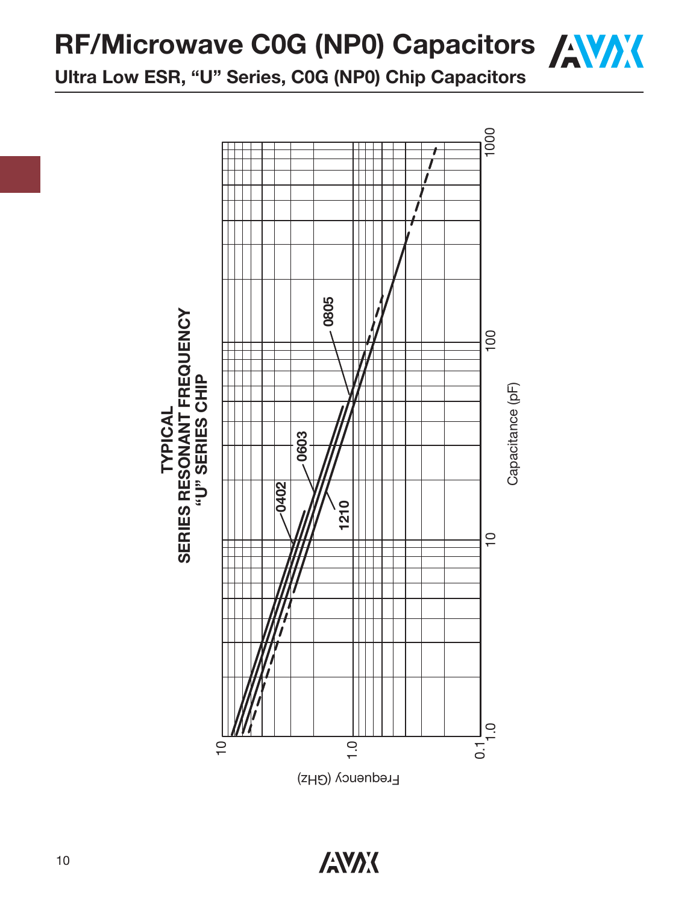# RF/Microwave C0G (NP0) Capacitors

## Ultra Low ESR, "U" Series, C0G (NP0) Chip Capacitors

**TYPICAL SERIES RESONANT FREQUENCY "U" SERIES CHIP**

Frequency (GHz): 10, 1.0, 0.1

Capacitance (pF): 1.0, 10, 100, 1000

0402, 0603, 0805, 1210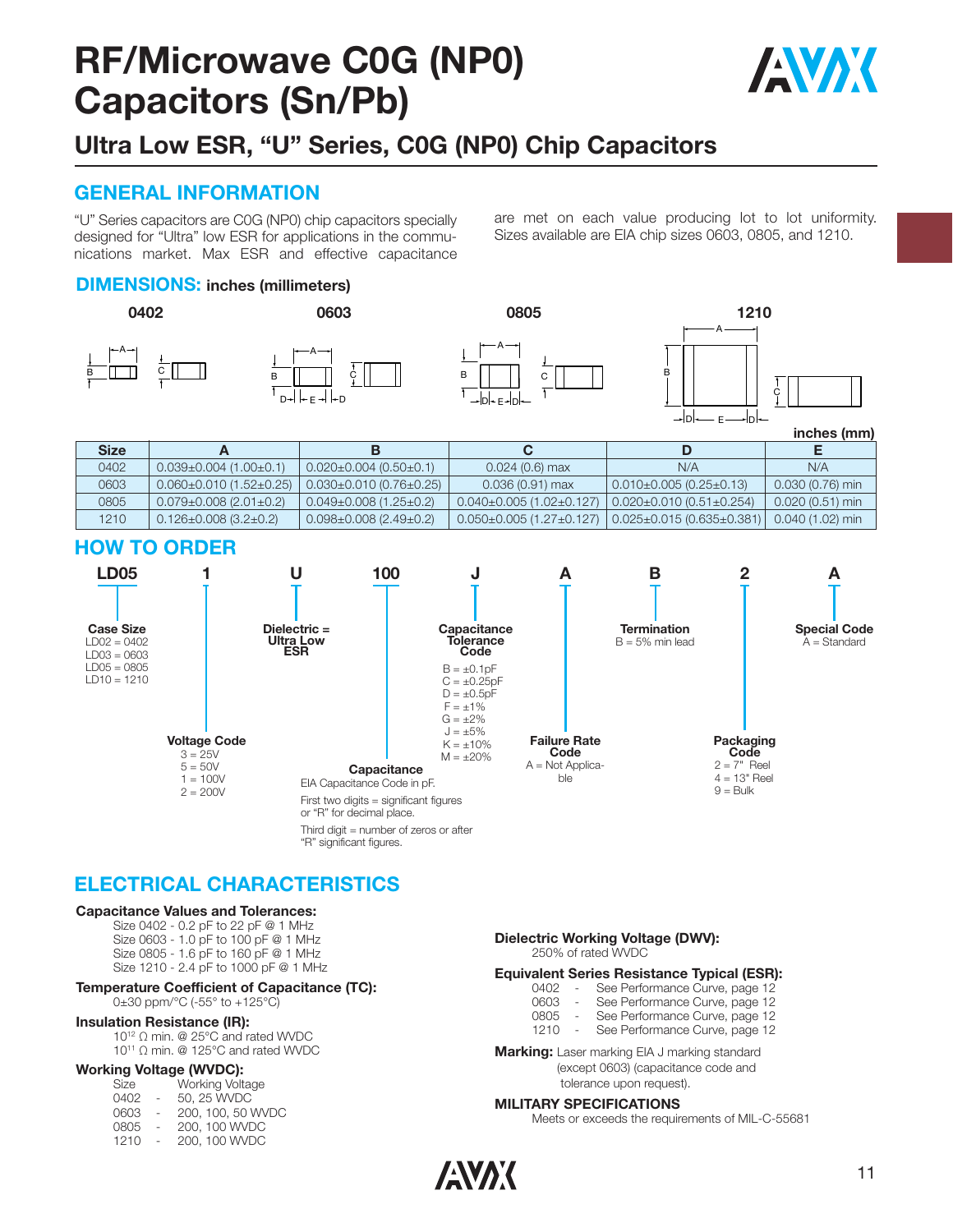# RF/Microwave C0G (NP0) Capacitors (Sn/Pb)

## Ultra Low ESR, "U" Series, C0G (NP0) Chip Capacitors

### GENERAL INFORMATION

"U" Series capacitors are C0G (NP0) chip capacitors specially designed for "Ultra" low ESR for applications in the communications market. Max ESR and effective capacitance are met on each value producing lot to lot uniformity. Sizes available are EIA chip sizes 0603, 0805, and 1210.

### DIMENSIONS: inches (millimeters)

0402 0603 0805 1210

inches (mm)

| Size | A | B | C | D | E |
|---|---|---|---|---|---|
| 0402 | 0.039±0.004 (1.00±0.1) | 0.020±0.004 (0.50±0.1) | 0.024 (0.6) max | N/A | N/A |
| 0603 | 0.060±0.010 (1.52±0.25) | 0.030±0.010 (0.76±0.25) | 0.036 (0.91) max | 0.010±0.005 (0.25±0.13) | 0.030 (0.76) min |
| 0805 | 0.079±0.008 (2.01±0.2) | 0.049±0.008 (1.25±0.2) | 0.040±0.005 (1.02±0.127) | 0.020±0.010 (0.51±0.254) | 0.020 (0.51) min |
| 1210 | 0.126±0.008 (3.2±0.2) | 0.098±0.008 (2.49±0.2) | 0.050±0.005 (1.27±0.127) | 0.025±0.015 (0.635±0.381) | 0.040 (1.02) min |

### HOW TO ORDER

**LD05 1 U 100 J A B 2 A**

- **LD05 – Case Size**
  - LD02 = 0402
  - LD03 = 0603
  - LD05 = 0805
  - LD10 = 1210
- **1 – Voltage Code**
  - 3 = 25V
  - 5 = 50V
  - 1 = 100V
  - 2 = 200V
- **U – Dielectric = Ultra Low ESR**
- **100 – Capacitance**
  - EIA Capacitance Code in pF.
  - First two digits = significant figures or "R" for decimal place.
  - Third digit = number of zeros or after "R" significant figures.
- **J – Capacitance Tolerance Code**
  - B = ±0.1pF
  - C = ±0.25pF
  - D = ±0.5pF
  - F = ±1%
  - G = ±2%
  - J = ±5%
  - K = ±10%
  - M = ±20%
- **A – Failure Rate Code**
  - A = Not Applicable
- **B – Termination**
  - B = 5% min lead
- **2 – Packaging Code**
  - 2 = 7" Reel
  - 4 = 13" Reel
  - 9 = Bulk
- **A – Special Code**
  - A = Standard

### ELECTRICAL CHARACTERISTICS

**Capacitance Values and Tolerances:**
Size 0402 - 0.2 pF to 22 pF @ 1 MHz
Size 0603 - 1.0 pF to 100 pF @ 1 MHz
Size 0805 - 1.6 pF to 160 pF @ 1 MHz
Size 1210 - 2.4 pF to 1000 pF @ 1 MHz

**Temperature Coefficient of Capacitance (TC):**
0±30 ppm/°C (-55° to +125°C)

**Insulation Resistance (IR):**
$10^{12}$ Ω min. @ 25°C and rated WVDC
$10^{11}$ Ω min. @ 125°C and rated WVDC

**Working Voltage (WVDC):**

| Size | | Working Voltage |
|---|---|---|
| 0402 | - | 50, 25 WVDC |
| 0603 | - | 200, 100, 50 WVDC |
| 0805 | - | 200, 100 WVDC |
| 1210 | - | 200, 100 WVDC |

**Dielectric Working Voltage (DWV):**
250% of rated WVDC

**Equivalent Series Resistance Typical (ESR):**

| | | |
|---|---|---|
| 0402 | - | See Performance Curve, page 12 |
| 0603 | - | See Performance Curve, page 12 |
| 0805 | - | See Performance Curve, page 12 |
| 1210 | - | See Performance Curve, page 12 |

**Marking:** Laser marking EIA J marking standard (except 0603) (capacitance code and tolerance upon request).

**MILITARY SPECIFICATIONS**
Meets or exceeds the requirements of MIL-C-55681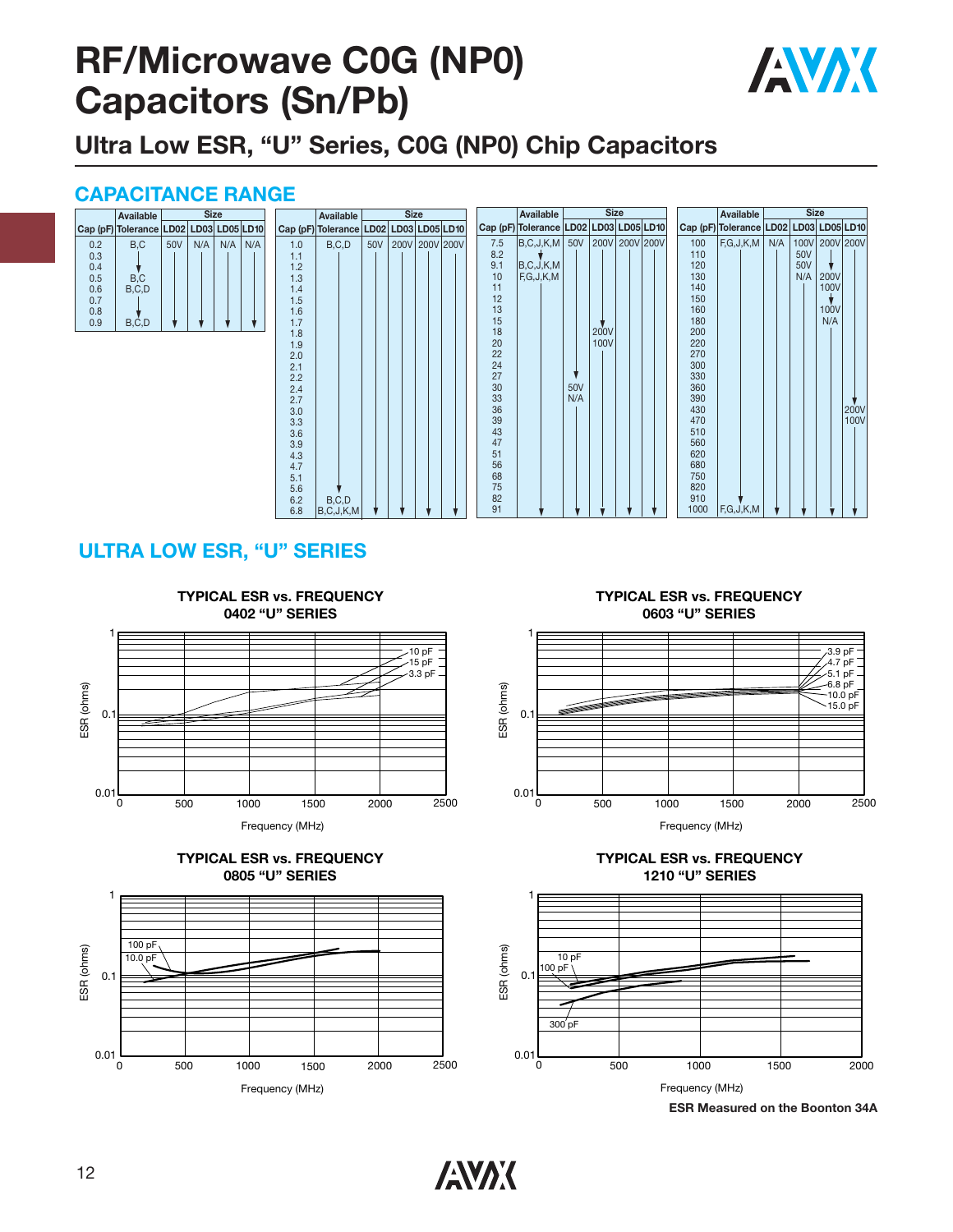# RF/Microwave C0G (NP0) Capacitors (Sn/Pb)

## Ultra Low ESR, "U" Series, C0G (NP0) Chip Capacitors

### CAPACITANCE RANGE

| Cap (pF) | Available Tolerance | LD02 | LD03 | LD05 | LD10 |
|---|---|---|---|---|---|
| 0.2 | B,C | 50V | N/A | N/A | N/A |
| 0.3 | ↓ | ↓ | ↓ | ↓ | ↓ |
| 0.4 | ↓ | ↓ | ↓ | ↓ | ↓ |
| 0.5 | B,C | ↓ | ↓ | ↓ | ↓ |
| 0.6 | B,C,D | ↓ | ↓ | ↓ | ↓ |
| 0.7 | ↓ | ↓ | ↓ | ↓ | ↓ |
| 0.8 | ↓ | ↓ | ↓ | ↓ | ↓ |
| 0.9 | B,C,D | ↓ | ↓ | ↓ | ↓ |

| Cap (pF) | Available Tolerance | LD02 | LD03 | LD05 | LD10 |
|---|---|---|---|---|---|
| 1.0 | B,C,D | 50V | 200V | 200V | 200V |
| 1.1 – 5.6 | ↓ | ↓ | ↓ | ↓ | ↓ |
| 6.2 | B,C,D | ↓ | ↓ | ↓ | ↓ |
| 6.8 | B,C,J,K,M | ↓ | ↓ | ↓ | ↓ |

(Cap values: 1.0, 1.1, 1.2, 1.3, 1.4, 1.5, 1.6, 1.7, 1.8, 1.9, 2.0, 2.1, 2.2, 2.4, 2.7, 3.0, 3.3, 3.6, 3.9, 4.3, 4.7, 5.1, 5.6, 6.2, 6.8)

| Cap (pF) | Available Tolerance | LD02 | LD03 | LD05 | LD10 |
|---|---|---|---|---|---|
| 7.5 | B,C,J,K,M | 50V | 200V | 200V | 200V |
| 8.2 | ↓ | ↓ | ↓ | ↓ | ↓ |
| 9.1 | B,C,J,K,M | ↓ | ↓ | ↓ | ↓ |
| 10 | F,G,J,K,M | ↓ | ↓ | ↓ | ↓ |
| 11 – 15 | ↓ | ↓ | ↓ | ↓ | ↓ |
| 18 | ↓ | ↓ | 200V | ↓ | ↓ |
| 20 | ↓ | ↓ | 100V | ↓ | ↓ |
| 22 – 27 | ↓ | ↓ | ↓ | ↓ | ↓ |
| 30 | ↓ | 50V | ↓ | ↓ | ↓ |
| 33 | ↓ | N/A | ↓ | ↓ | ↓ |
| 36 – 91 | ↓ | ↓ | ↓ | ↓ | ↓ |

(Cap values: 7.5, 8.2, 9.1, 10, 11, 12, 13, 15, 18, 20, 22, 24, 27, 30, 33, 36, 39, 43, 47, 51, 56, 68, 75, 82, 91)

| Cap (pF) | Available Tolerance | LD02 | LD03 | LD05 | LD10 |
|---|---|---|---|---|---|
| 100 | F,G,J,K,M | N/A | 100V | 200V | 200V |
| 110 | ↓ | ↓ | 50V | ↓ | ↓ |
| 120 | ↓ | ↓ | 50V | ↓ | ↓ |
| 130 | ↓ | ↓ | N/A | 200V | ↓ |
| 140 | ↓ | ↓ | ↓ | 100V | ↓ |
| 150 | ↓ | ↓ | ↓ | ↓ | ↓ |
| 160 | ↓ | ↓ | ↓ | 100V | ↓ |
| 180 | ↓ | ↓ | ↓ | N/A | ↓ |
| 200 – 390 | ↓ | ↓ | ↓ | ↓ | ↓ |
| 430 | ↓ | ↓ | ↓ | ↓ | 200V |
| 470 | ↓ | ↓ | ↓ | ↓ | 100V |
| 510 – 910 | ↓ | ↓ | ↓ | ↓ | ↓ |
| 1000 | F,G,J,K,M | ↓ | ↓ | ↓ | ↓ |

(Cap values: 100, 110, 120, 130, 140, 150, 160, 180, 200, 220, 270, 300, 330, 360, 390, 430, 470, 510, 560, 620, 680, 750, 820, 910, 1000)

### ULTRA LOW ESR, "U" SERIES

**TYPICAL ESR vs. FREQUENCY 0402 "U" SERIES**

ESR (ohms) vs. Frequency (MHz) — curves: 10 pF, 15 pF, 3.3 pF

**TYPICAL ESR vs. FREQUENCY 0603 "U" SERIES**

ESR (ohms) vs. Frequency (MHz) — curves: 3.9 pF, 4.7 pF, 5.1 pF, 6.8 pF, 10.0 pF, 15.0 pF

**TYPICAL ESR vs. FREQUENCY 0805 "U" SERIES**

ESR (ohms) vs. Frequency (MHz) — curves: 100 pF, 10.0 pF

**TYPICAL ESR vs. FREQUENCY 1210 "U" SERIES**

ESR (ohms) vs. Frequency (MHz) — curves: 10 pF, 100 pF, 300 pF

**ESR Measured on the Boonton 34A**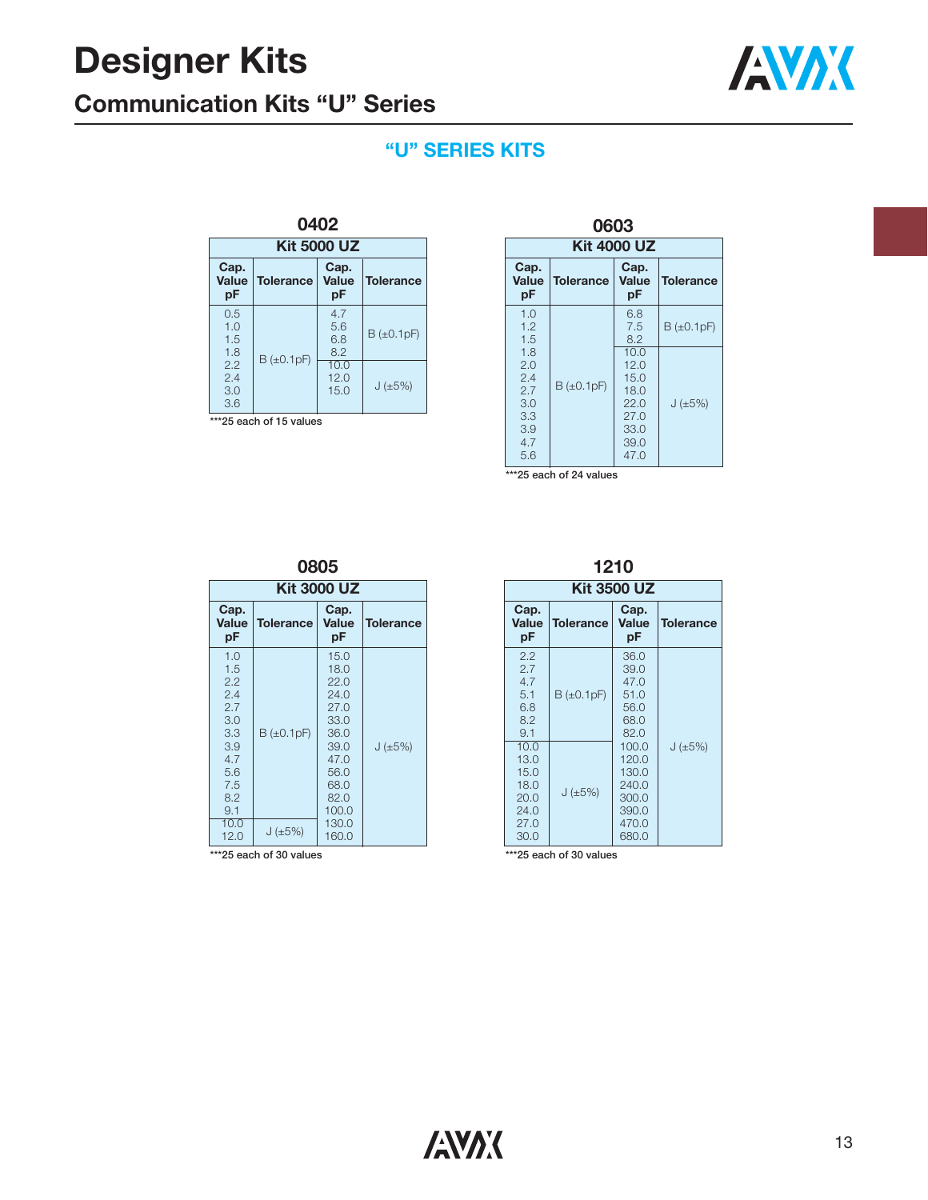# Designer Kits

## Communication Kits "U" Series

### "U" SERIES KITS

#### 0402

| Kit 5000 UZ | | | |
|---|---|---|---|
| Cap. Value pF | Tolerance | Cap. Value pF | Tolerance |
| 0.5 | B (±0.1pF) | 4.7 | B (±0.1pF) |
| 1.0 | B (±0.1pF) | 5.6 | B (±0.1pF) |
| 1.5 | B (±0.1pF) | 6.8 | B (±0.1pF) |
| 1.8 | B (±0.1pF) | 8.2 | B (±0.1pF) |
| 2.2 | B (±0.1pF) | 10.0 | J (±5%) |
| 2.4 | B (±0.1pF) | 12.0 | J (±5%) |
| 3.0 | B (±0.1pF) | 15.0 | J (±5%) |
| 3.6 | B (±0.1pF) | | |

***25 each of 15 values

#### 0603

| Kit 4000 UZ | | | |
|---|---|---|---|
| Cap. Value pF | Tolerance | Cap. Value pF | Tolerance |
| 1.0 | B (±0.1pF) | 6.8 | B (±0.1pF) |
| 1.2 | B (±0.1pF) | 7.5 | B (±0.1pF) |
| 1.5 | B (±0.1pF) | 8.2 | B (±0.1pF) |
| 1.8 | B (±0.1pF) | 10.0 | J (±5%) |
| 2.0 | B (±0.1pF) | 12.0 | J (±5%) |
| 2.4 | B (±0.1pF) | 15.0 | J (±5%) |
| 2.7 | B (±0.1pF) | 18.0 | J (±5%) |
| 3.0 | B (±0.1pF) | 22.0 | J (±5%) |
| 3.3 | B (±0.1pF) | 27.0 | J (±5%) |
| 3.9 | B (±0.1pF) | 33.0 | J (±5%) |
| 4.7 | B (±0.1pF) | 39.0 | J (±5%) |
| 5.6 | B (±0.1pF) | 47.0 | J (±5%) |

***25 each of 24 values

#### 0805

| Kit 3000 UZ | | | |
|---|---|---|---|
| Cap. Value pF | Tolerance | Cap. Value pF | Tolerance |
| 1.0 | B (±0.1pF) | 15.0 | J (±5%) |
| 1.5 | B (±0.1pF) | 18.0 | J (±5%) |
| 2.2 | B (±0.1pF) | 22.0 | J (±5%) |
| 2.4 | B (±0.1pF) | 24.0 | J (±5%) |
| 2.7 | B (±0.1pF) | 27.0 | J (±5%) |
| 3.0 | B (±0.1pF) | 33.0 | J (±5%) |
| 3.3 | B (±0.1pF) | 36.0 | J (±5%) |
| 3.9 | B (±0.1pF) | 39.0 | J (±5%) |
| 4.7 | B (±0.1pF) | 47.0 | J (±5%) |
| 5.6 | B (±0.1pF) | 56.0 | J (±5%) |
| 7.5 | B (±0.1pF) | 68.0 | J (±5%) |
| 8.2 | B (±0.1pF) | 82.0 | J (±5%) |
| 9.1 | B (±0.1pF) | 100.0 | J (±5%) |
| 10.0 | J (±5%) | 130.0 | J (±5%) |
| 12.0 | J (±5%) | 160.0 | J (±5%) |

***25 each of 30 values

#### 1210

| Kit 3500 UZ | | | |
|---|---|---|---|
| Cap. Value pF | Tolerance | Cap. Value pF | Tolerance |
| 2.2 | B (±0.1pF) | 36.0 | J (±5%) |
| 2.7 | B (±0.1pF) | 39.0 | J (±5%) |
| 4.7 | B (±0.1pF) | 47.0 | J (±5%) |
| 5.1 | B (±0.1pF) | 51.0 | J (±5%) |
| 6.8 | B (±0.1pF) | 56.0 | J (±5%) |
| 8.2 | B (±0.1pF) | 68.0 | J (±5%) |
| 9.1 | B (±0.1pF) | 82.0 | J (±5%) |
| 10.0 | J (±5%) | 100.0 | J (±5%) |
| 13.0 | J (±5%) | 120.0 | J (±5%) |
| 15.0 | J (±5%) | 130.0 | J (±5%) |
| 18.0 | J (±5%) | 240.0 | J (±5%) |
| 20.0 | J (±5%) | 300.0 | J (±5%) |
| 24.0 | J (±5%) | 390.0 | J (±5%) |
| 27.0 | J (±5%) | 470.0 | J (±5%) |
| 30.0 | J (±5%) | 680.0 | J (±5%) |

***25 each of 30 values